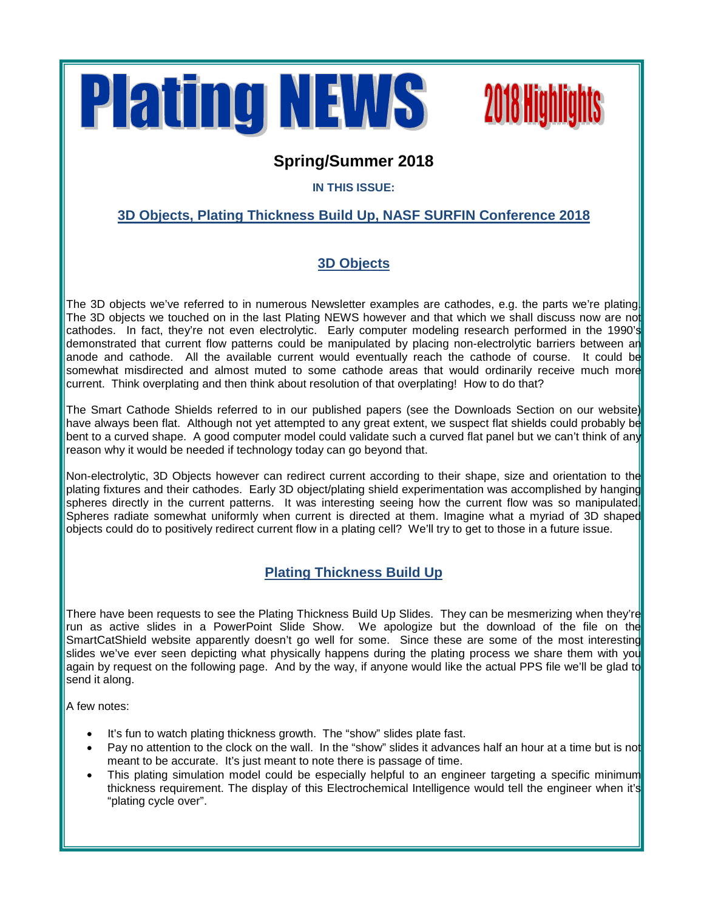# Plating NEWS

**2018 Highlights**

## Spring/Summer 2018

**IN THIS ISSUE:**

**3D Objects, Plating Thickness Build Up, NASF SURFIN Conference 2018**

## 3D Objects

The 3D objects we've referred to in numerous Newsletter examples are cathodes, e.g. the parts we're plating. The 3D objects we touched on in the last Plating NEWS however and that which we shall discuss now are not cathodes. In fact, they're not even electrolytic. Early computer modeling research performed in the 1990's demonstrated that current flow patterns could be manipulated by placing non-electrolytic barriers between an anode and cathode. All the available current would eventually reach the cathode of course. It could be somewhat misdirected and almost muted to some cathode areas that would ordinarily receive much more current. Think overplating and then think about resolution of that overplating! How to do that?

The Smart Cathode Shields referred to in our published papers (see the Downloads Section on our website) have always been flat. Although not yet attempted to any great extent, we suspect flat shields could probably be bent to a curved shape. A good computer model could validate such a curved flat panel but we can't think of any reason why it would be needed if technology today can go beyond that.

Non-electrolytic, 3D Objects however can redirect current according to their shape, size and orientation to the plating fixtures and their cathodes. Early 3D object/plating shield experimentation was accomplished by hanging spheres directly in the current patterns. It was interesting seeing how the current flow was so manipulated. Spheres radiate somewhat uniformly when current is directed at them. Imagine what a myriad of 3D shaped objects could do to positively redirect current flow in a plating cell? We'll try to get to those in a future issue.

## Plating Thickness Build Up

There have been requests to see the Plating Thickness Build Up Slides. They can be mesmerizing when they're run as active slides in a PowerPoint Slide Show. We apologize but the download of the file on the SmartCatShield website apparently doesn't go well for some. Since these are some of the most interesting slides we've ever seen depicting what physically happens during the plating process we share them with you again by request on the following page. And by the way, if anyone would like the actual PPS file we'll be glad to send it along.

A few notes:

- It's fun to watch plating thickness growth. The "show" slides plate fast.
- Pay no attention to the clock on the wall. In the "show" slides it advances half an hour at a time but is not meant to be accurate. It's just meant to note there is passage of time.
- This plating simulation model could be especially helpful to an engineer targeting a specific minimum thickness requirement. The display of this Electrochemical Intelligence would tell the engineer when it's "plating cycle over".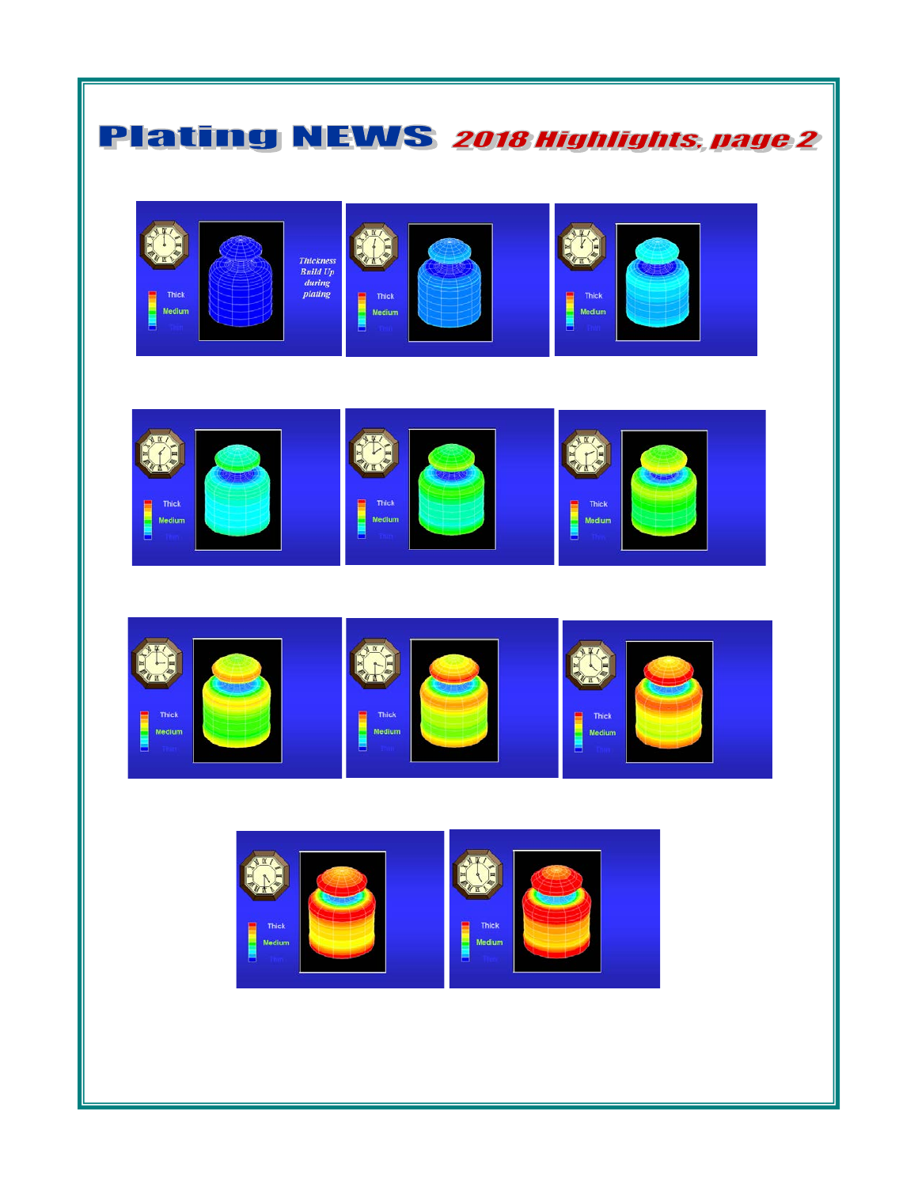# Plating NEWS *2018 Highlights, page 2*

*Thickness Build Up during plating*

Thick
Medium
Thin

Thick
Medium
Thin

Thick
Medium
Thin

Thick
Medium
Thin

Thick
Medium
Thin

Thick
Medium
Thin

Thick
Medium
Thin

Thick
Medium
Thin

Thick
Medium
Thin

Thick
Medium
Thin

Thick
Medium
Thin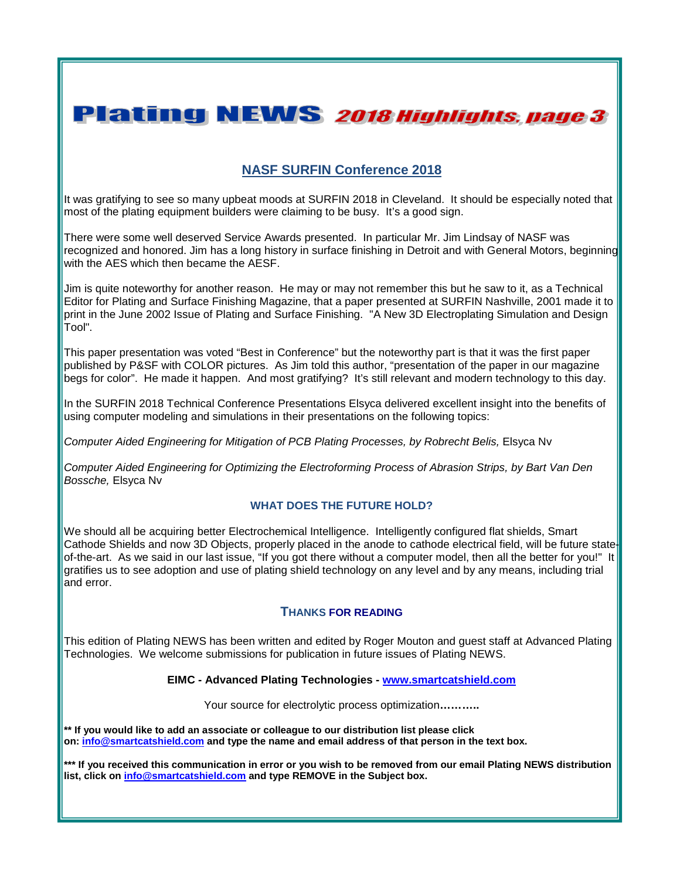# Plating NEWS *2018 Highlights, page 3*

## NASF SURFIN Conference 2018

It was gratifying to see so many upbeat moods at SURFIN 2018 in Cleveland. It should be especially noted that most of the plating equipment builders were claiming to be busy. It's a good sign.

There were some well deserved Service Awards presented. In particular Mr. Jim Lindsay of NASF was recognized and honored. Jim has a long history in surface finishing in Detroit and with General Motors, beginning with the AES which then became the AESF.

Jim is quite noteworthy for another reason. He may or may not remember this but he saw to it, as a Technical Editor for Plating and Surface Finishing Magazine, that a paper presented at SURFIN Nashville, 2001 made it to print in the June 2002 Issue of Plating and Surface Finishing. "A New 3D Electroplating Simulation and Design Tool".

This paper presentation was voted "Best in Conference" but the noteworthy part is that it was the first paper published by P&SF with COLOR pictures. As Jim told this author, "presentation of the paper in our magazine begs for color". He made it happen. And most gratifying? It's still relevant and modern technology to this day.

In the SURFIN 2018 Technical Conference Presentations Elsyca delivered excellent insight into the benefits of using computer modeling and simulations in their presentations on the following topics:

*Computer Aided Engineering for Mitigation of PCB Plating Processes, by Robrecht Belis,* Elsyca Nv

*Computer Aided Engineering for Optimizing the Electroforming Process of Abrasion Strips, by Bart Van Den Bossche,* Elsyca Nv

### WHAT DOES THE FUTURE HOLD?

We should all be acquiring better Electrochemical Intelligence. Intelligently configured flat shields, Smart Cathode Shields and now 3D Objects, properly placed in the anode to cathode electrical field, will be future state-of-the-art. As we said in our last issue, "If you got there without a computer model, then all the better for you!" It gratifies us to see adoption and use of plating shield technology on any level and by any means, including trial and error.

### THANKS FOR READING

This edition of Plating NEWS has been written and edited by Roger Mouton and guest staff at Advanced Plating Technologies. We welcome submissions for publication in future issues of Plating NEWS.

**EIMC - Advanced Plating Technologies - [www.smartcatshield.com](http://www.smartcatshield.com)**

Your source for electrolytic process optimization**………..**

**** If you would like to add an associate or colleague to our distribution list please click on: [info@smartcatshield.com](mailto:info@smartcatshield.com) and type the name and email address of that person in the text box.**

***** If you received this communication in error or you wish to be removed from our email Plating NEWS distribution list, click on [info@smartcatshield.com](mailto:info@smartcatshield.com) and type REMOVE in the Subject box.**